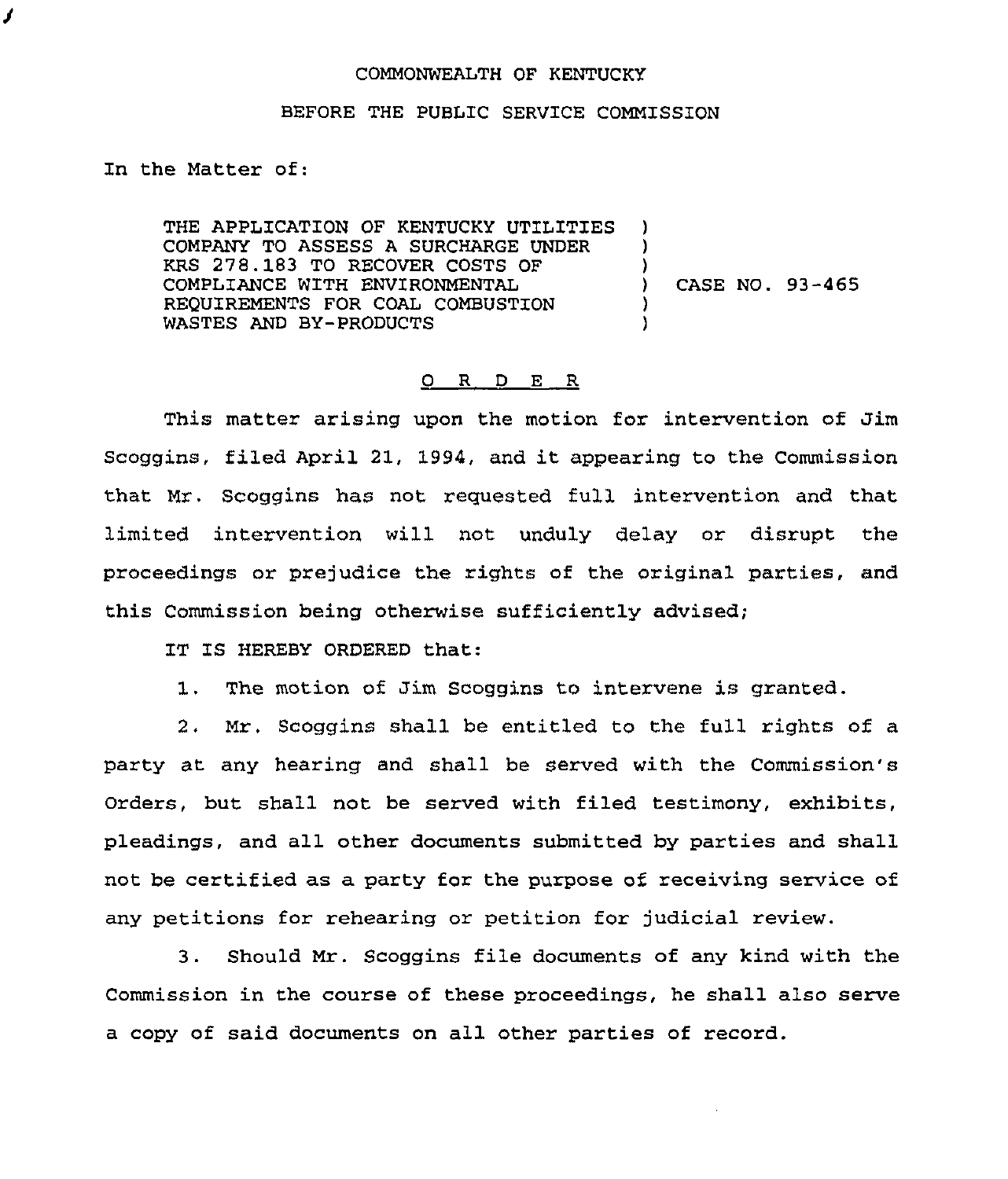COMMONWEALTH OF KENTUCKY

BEFORE THE PUBLIC SERVICE COMMISSION

In the Matter of:

THE APPLICATION OF KENTUCKY UTILITIES COMPANY TO ASSESS A SURCHARGE UNDER KRS 278.183 TO RECOVER COSTS OF COMPLIANCE WITH ENVIRONMENTAL REQUIREMENTS FOR COAL COMBUSTION WASTES AND BY-PRODUCTS ) CASE NO. 93-465

# O R D E R

This matter arising upon the motion for intervention of Jim Scoggins, filed April 21, 1994, and it appearing to the Commission that Mr. Scoggins has not requested full intervention and that limited intervention will not unduly delay or disrupt the proceedings or prejudice the rights of the original parties, and this Commission being otherwise sufficiently advised;

IT IS HEREBY ORDERED that:

1. The motion of Jim Scoggins to intervene is granted.

2. Mr. Scoggins shall be entitled to the full rights of a party at any hearing and shall be served with the Commission's Orders, but shall not be served with filed testimony, exhibits, pleadings, and all other documents submitted by parties and shall not be certified as a party for the purpose of receiving service of any petitions for rehearing or petition for judicial review.

3. Should Mr. Scoggins file documents of any kind with the Commission in the course of these proceedings, he shall also serve a copy of said documents on all other parties of record.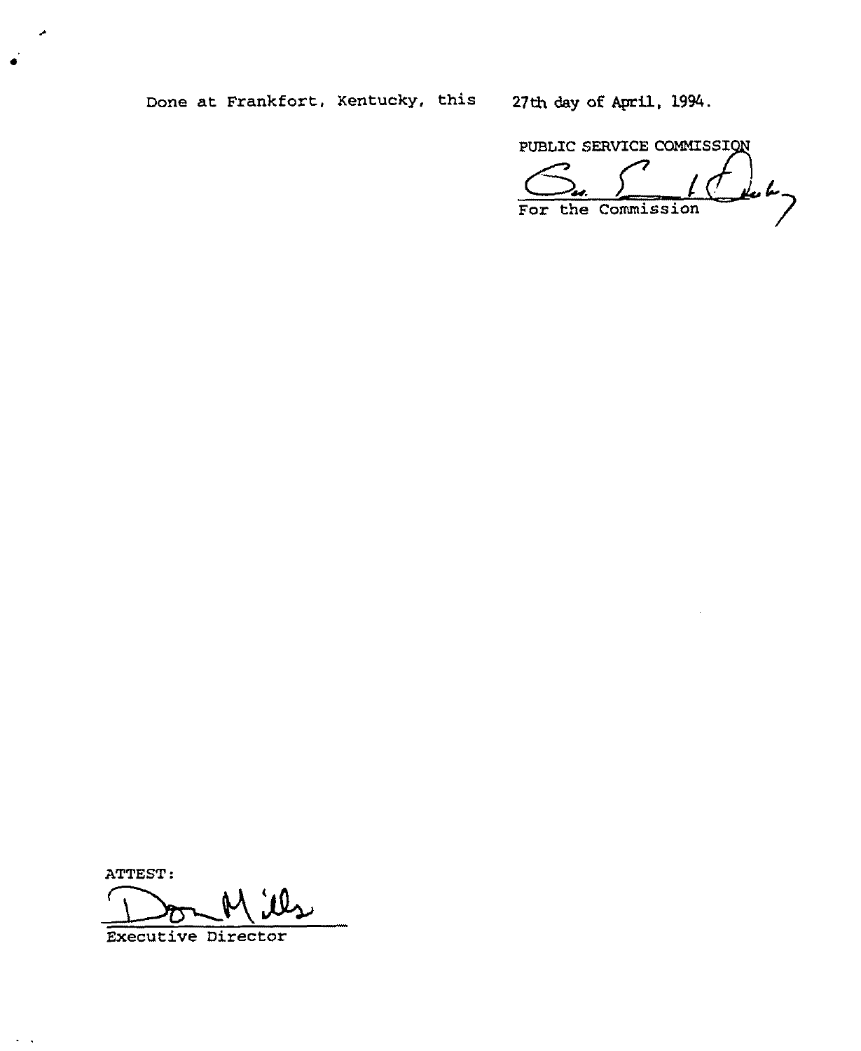Done at Frankfort, Kentucky, this 27th day of April, 1994.

PUBLIC SERVICE COMMISSION

For the Commission

ATTEST:

Executive Director